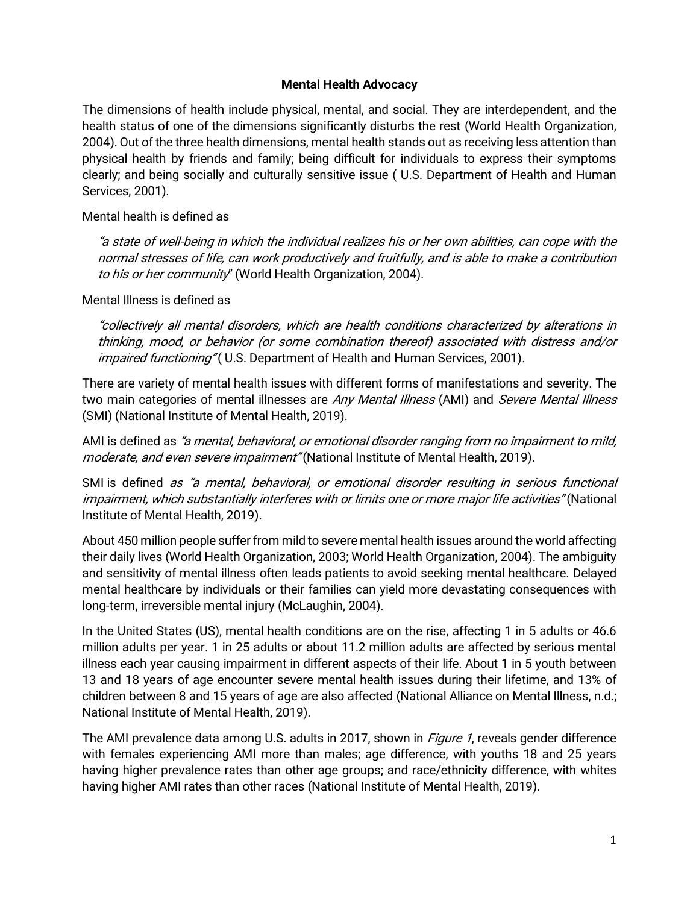# Mental Health Advocacy

The dimensions of health include physical, mental, and social. They are interdependent, and the health status of one of the dimensions significantly disturbs the rest (World Health Organization, 2004). Out of the three health dimensions, mental health stands out as receiving less attention than physical health by friends and family; being difficult for individuals to express their symptoms clearly; and being socially and culturally sensitive issue ( U.S. Department of Health and Human Services, 2001).

Mental health is defined as

> *"a state of well-being in which the individual realizes his or her own abilities, can cope with the normal stresses of life, can work productively and fruitfully, and is able to make a contribution to his or her community*" (World Health Organization, 2004).

Mental Illness is defined as

> *"collectively all mental disorders, which are health conditions characterized by alterations in thinking, mood, or behavior (or some combination thereof) associated with distress and/or impaired functioning"* ( U.S. Department of Health and Human Services, 2001).

There are variety of mental health issues with different forms of manifestations and severity. The two main categories of mental illnesses are *Any Mental Illness* (AMI) and *Severe Mental Illness* (SMI) (National Institute of Mental Health, 2019).

AMI is defined as *"a mental, behavioral, or emotional disorder ranging from no impairment to mild, moderate, and even severe impairment"* (National Institute of Mental Health, 2019).

SMI is defined *as "a mental, behavioral, or emotional disorder resulting in serious functional impairment, which substantially interferes with or limits one or more major life activities"* (National Institute of Mental Health, 2019).

About 450 million people suffer from mild to severe mental health issues around the world affecting their daily lives (World Health Organization, 2003; World Health Organization, 2004). The ambiguity and sensitivity of mental illness often leads patients to avoid seeking mental healthcare. Delayed mental healthcare by individuals or their families can yield more devastating consequences with long-term, irreversible mental injury (McLaughin, 2004).

In the United States (US), mental health conditions are on the rise, affecting 1 in 5 adults or 46.6 million adults per year. 1 in 25 adults or about 11.2 million adults are affected by serious mental illness each year causing impairment in different aspects of their life. About 1 in 5 youth between 13 and 18 years of age encounter severe mental health issues during their lifetime, and 13% of children between 8 and 15 years of age are also affected (National Alliance on Mental Illness, n.d.; National Institute of Mental Health, 2019).

The AMI prevalence data among U.S. adults in 2017, shown in *Figure 1*, reveals gender difference with females experiencing AMI more than males; age difference, with youths 18 and 25 years having higher prevalence rates than other age groups; and race/ethnicity difference, with whites having higher AMI rates than other races (National Institute of Mental Health, 2019).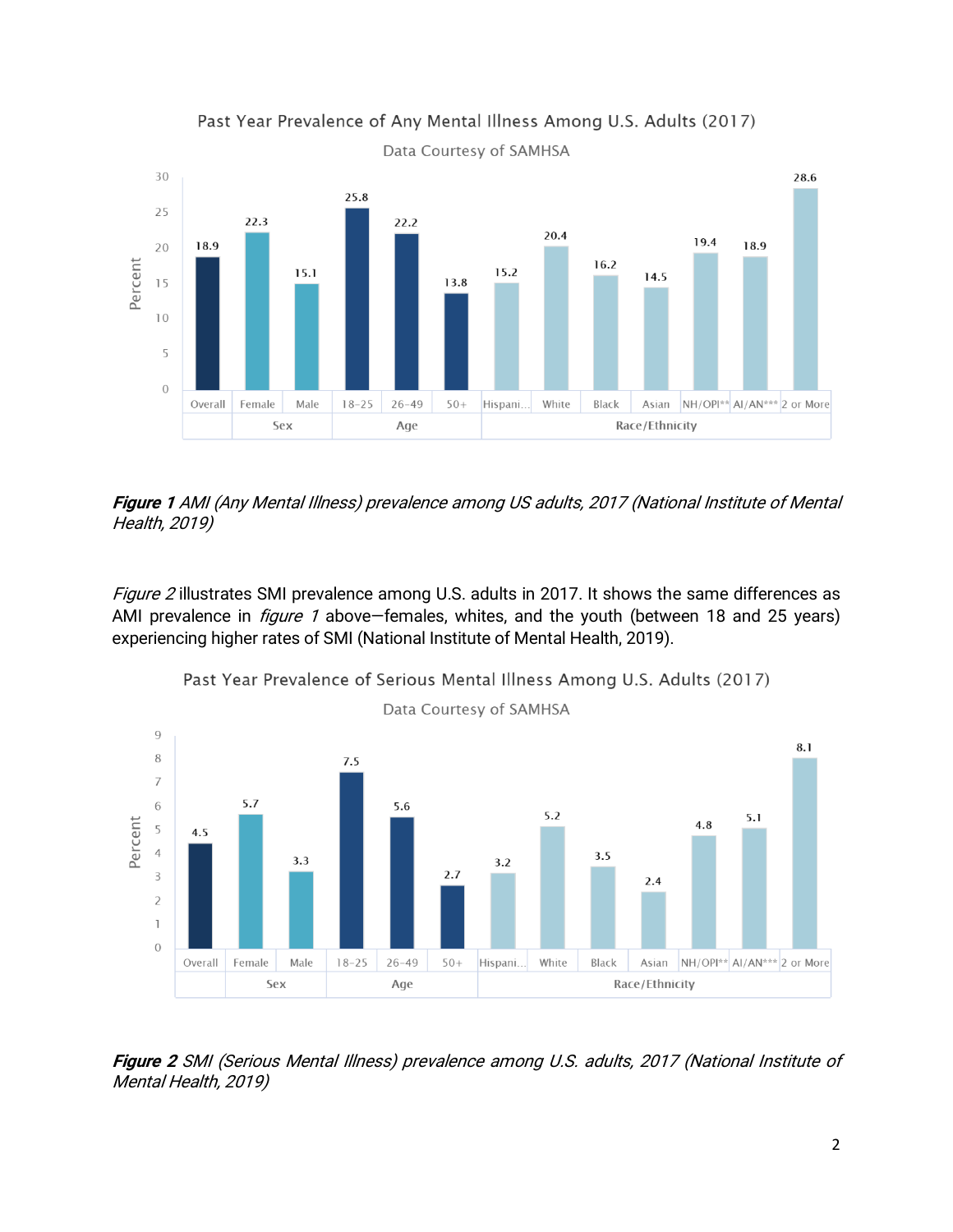Past Year Prevalence of Any Mental Illness Among U.S. Adults (2017)

Data Courtesy of SAMHSA

| | Overall | Female | Male | 18-25 | 26-49 | 50+ | Hispani... | White | Black | Asian | NH/OPI** | AI/AN*** | 2 or More |
|---|---|---|---|---|---|---|---|---|---|---|---|---|---|
| | | Sex | | Age | | | Race/Ethnicity | | | | | | |
| Percent | 18.9 | 22.3 | 15.1 | 25.8 | 22.2 | 13.8 | 15.2 | 20.4 | 16.2 | 14.5 | 19.4 | 18.9 | 28.6 |

***Figure 1*** *AMI (Any Mental Illness) prevalence among US adults, 2017 (National Institute of Mental Health, 2019)*

*Figure 2* illustrates SMI prevalence among U.S. adults in 2017. It shows the same differences as AMI prevalence in *figure 1* above—females, whites, and the youth (between 18 and 25 years) experiencing higher rates of SMI (National Institute of Mental Health, 2019).

Past Year Prevalence of Serious Mental Illness Among U.S. Adults (2017)

Data Courtesy of SAMHSA

| | Overall | Female | Male | 18-25 | 26-49 | 50+ | Hispani... | White | Black | Asian | NH/OPI** | AI/AN*** | 2 or More |
|---|---|---|---|---|---|---|---|---|---|---|---|---|---|
| | | Sex | | Age | | | Race/Ethnicity | | | | | | |
| Percent | 4.5 | 5.7 | 3.3 | 7.5 | 5.6 | 2.7 | 3.2 | 5.2 | 3.5 | 2.4 | 4.8 | 5.1 | 8.1 |

***Figure 2*** *SMI (Serious Mental Illness) prevalence among U.S. adults, 2017 (National Institute of Mental Health, 2019)*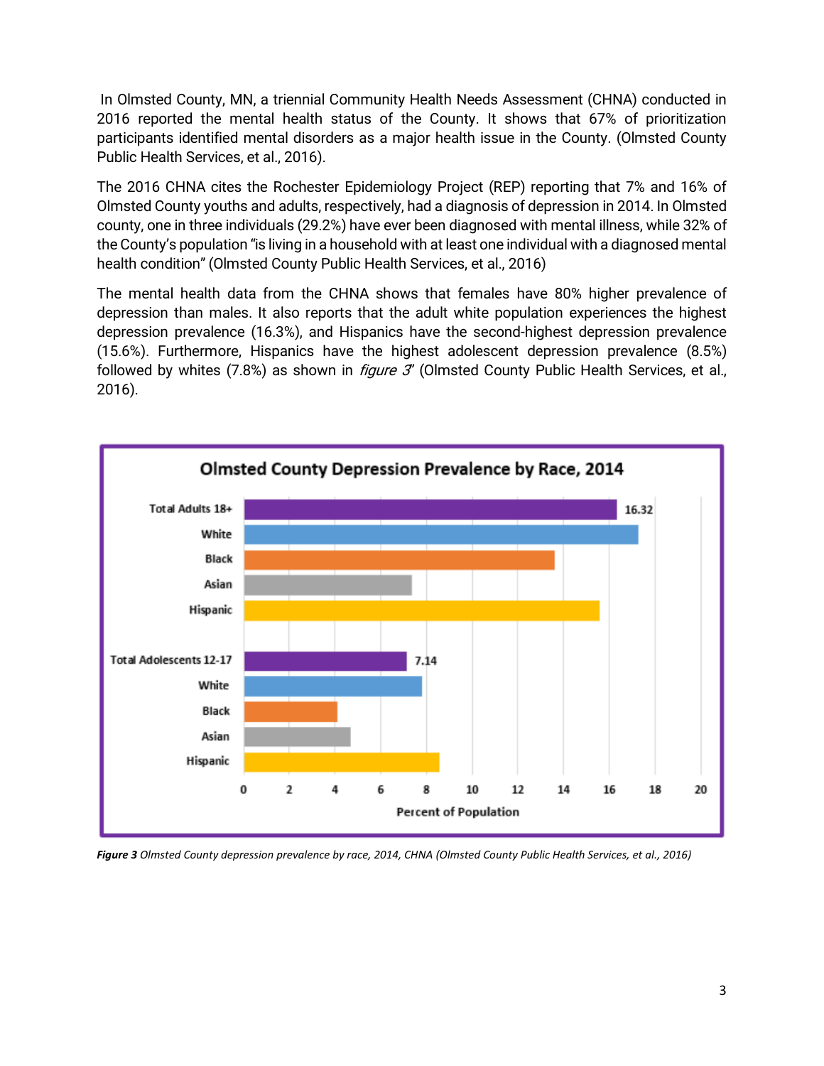In Olmsted County, MN, a triennial Community Health Needs Assessment (CHNA) conducted in 2016 reported the mental health status of the County. It shows that 67% of prioritization participants identified mental disorders as a major health issue in the County. (Olmsted County Public Health Services, et al., 2016).

The 2016 CHNA cites the Rochester Epidemiology Project (REP) reporting that 7% and 16% of Olmsted County youths and adults, respectively, had a diagnosis of depression in 2014. In Olmsted county, one in three individuals (29.2%) have ever been diagnosed with mental illness, while 32% of the County's population "is living in a household with at least one individual with a diagnosed mental health condition" (Olmsted County Public Health Services, et al., 2016)

The mental health data from the CHNA shows that females have 80% higher prevalence of depression than males. It also reports that the adult white population experiences the highest depression prevalence (16.3%), and Hispanics have the second-highest depression prevalence (15.6%). Furthermore, Hispanics have the highest adolescent depression prevalence (8.5%) followed by whites (7.8%) as shown in *figure 3*" (Olmsted County Public Health Services, et al., 2016).

**Figure 3** *Olmsted County depression prevalence by race, 2014, CHNA (Olmsted County Public Health Services, et al., 2016)*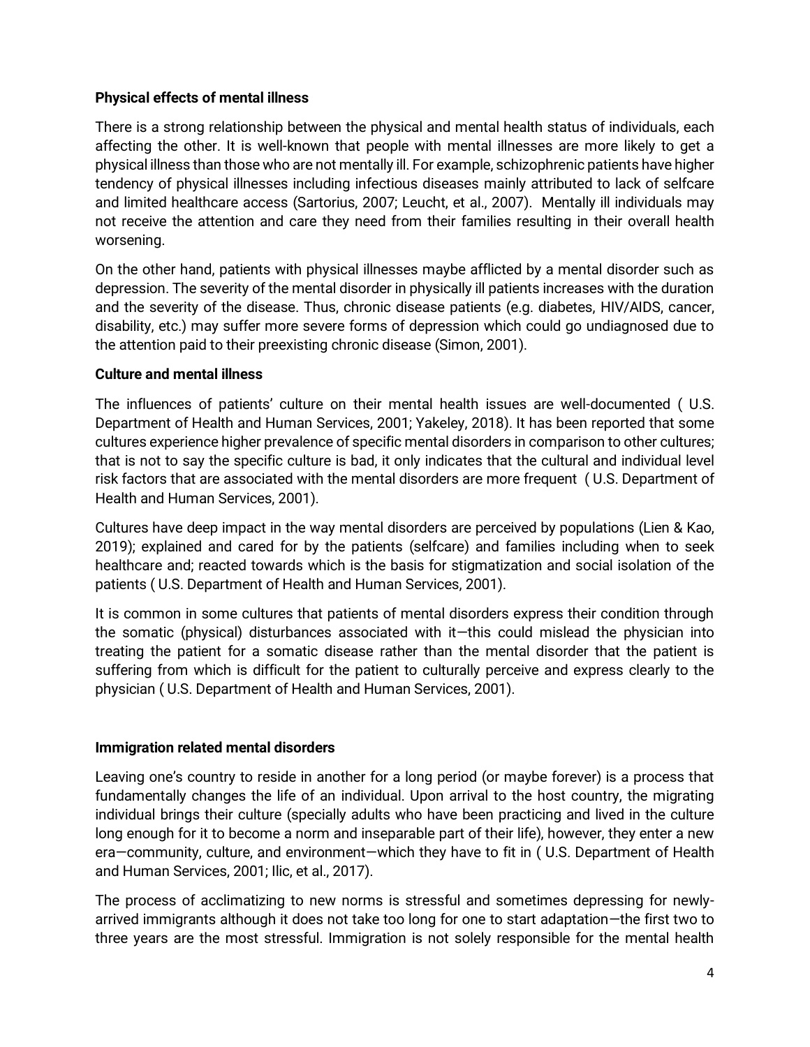**Physical effects of mental illness**

There is a strong relationship between the physical and mental health status of individuals, each affecting the other. It is well-known that people with mental illnesses are more likely to get a physical illness than those who are not mentally ill. For example, schizophrenic patients have higher tendency of physical illnesses including infectious diseases mainly attributed to lack of selfcare and limited healthcare access (Sartorius, 2007; Leucht, et al., 2007). Mentally ill individuals may not receive the attention and care they need from their families resulting in their overall health worsening.

On the other hand, patients with physical illnesses maybe afflicted by a mental disorder such as depression. The severity of the mental disorder in physically ill patients increases with the duration and the severity of the disease. Thus, chronic disease patients (e.g. diabetes, HIV/AIDS, cancer, disability, etc.) may suffer more severe forms of depression which could go undiagnosed due to the attention paid to their preexisting chronic disease (Simon, 2001).

**Culture and mental illness**

The influences of patients' culture on their mental health issues are well-documented ( U.S. Department of Health and Human Services, 2001; Yakeley, 2018). It has been reported that some cultures experience higher prevalence of specific mental disorders in comparison to other cultures; that is not to say the specific culture is bad, it only indicates that the cultural and individual level risk factors that are associated with the mental disorders are more frequent ( U.S. Department of Health and Human Services, 2001).

Cultures have deep impact in the way mental disorders are perceived by populations (Lien & Kao, 2019); explained and cared for by the patients (selfcare) and families including when to seek healthcare and; reacted towards which is the basis for stigmatization and social isolation of the patients ( U.S. Department of Health and Human Services, 2001).

It is common in some cultures that patients of mental disorders express their condition through the somatic (physical) disturbances associated with it—this could mislead the physician into treating the patient for a somatic disease rather than the mental disorder that the patient is suffering from which is difficult for the patient to culturally perceive and express clearly to the physician ( U.S. Department of Health and Human Services, 2001).

**Immigration related mental disorders**

Leaving one's country to reside in another for a long period (or maybe forever) is a process that fundamentally changes the life of an individual. Upon arrival to the host country, the migrating individual brings their culture (specially adults who have been practicing and lived in the culture long enough for it to become a norm and inseparable part of their life), however, they enter a new era—community, culture, and environment—which they have to fit in ( U.S. Department of Health and Human Services, 2001; Ilic, et al., 2017).

The process of acclimatizing to new norms is stressful and sometimes depressing for newly-arrived immigrants although it does not take too long for one to start adaptation—the first two to three years are the most stressful. Immigration is not solely responsible for the mental health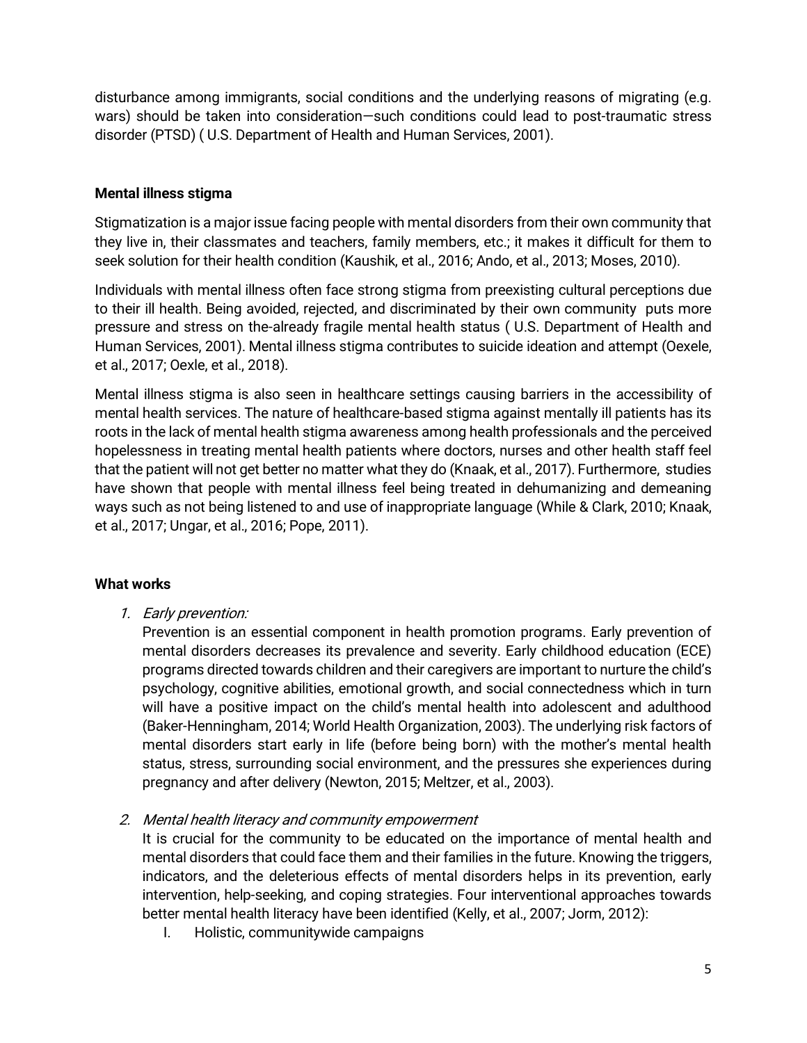disturbance among immigrants, social conditions and the underlying reasons of migrating (e.g. wars) should be taken into consideration—such conditions could lead to post-traumatic stress disorder (PTSD) ( U.S. Department of Health and Human Services, 2001).

### Mental illness stigma

Stigmatization is a major issue facing people with mental disorders from their own community that they live in, their classmates and teachers, family members, etc.; it makes it difficult for them to seek solution for their health condition (Kaushik, et al., 2016; Ando, et al., 2013; Moses, 2010).

Individuals with mental illness often face strong stigma from preexisting cultural perceptions due to their ill health. Being avoided, rejected, and discriminated by their own community puts more pressure and stress on the-already fragile mental health status ( U.S. Department of Health and Human Services, 2001). Mental illness stigma contributes to suicide ideation and attempt (Oexele, et al., 2017; Oexle, et al., 2018).

Mental illness stigma is also seen in healthcare settings causing barriers in the accessibility of mental health services. The nature of healthcare-based stigma against mentally ill patients has its roots in the lack of mental health stigma awareness among health professionals and the perceived hopelessness in treating mental health patients where doctors, nurses and other health staff feel that the patient will not get better no matter what they do (Knaak, et al., 2017). Furthermore, studies have shown that people with mental illness feel being treated in dehumanizing and demeaning ways such as not being listened to and use of inappropriate language (While & Clark, 2010; Knaak, et al., 2017; Ungar, et al., 2016; Pope, 2011).

### What works

1. *Early prevention:*
   Prevention is an essential component in health promotion programs. Early prevention of mental disorders decreases its prevalence and severity. Early childhood education (ECE) programs directed towards children and their caregivers are important to nurture the child's psychology, cognitive abilities, emotional growth, and social connectedness which in turn will have a positive impact on the child's mental health into adolescent and adulthood (Baker-Henningham, 2014; World Health Organization, 2003). The underlying risk factors of mental disorders start early in life (before being born) with the mother's mental health status, stress, surrounding social environment, and the pressures she experiences during pregnancy and after delivery (Newton, 2015; Meltzer, et al., 2003).

2. *Mental health literacy and community empowerment*
   It is crucial for the community to be educated on the importance of mental health and mental disorders that could face them and their families in the future. Knowing the triggers, indicators, and the deleterious effects of mental disorders helps in its prevention, early intervention, help-seeking, and coping strategies. Four interventional approaches towards better mental health literacy have been identified (Kelly, et al., 2007; Jorm, 2012):
   I. Holistic, communitywide campaigns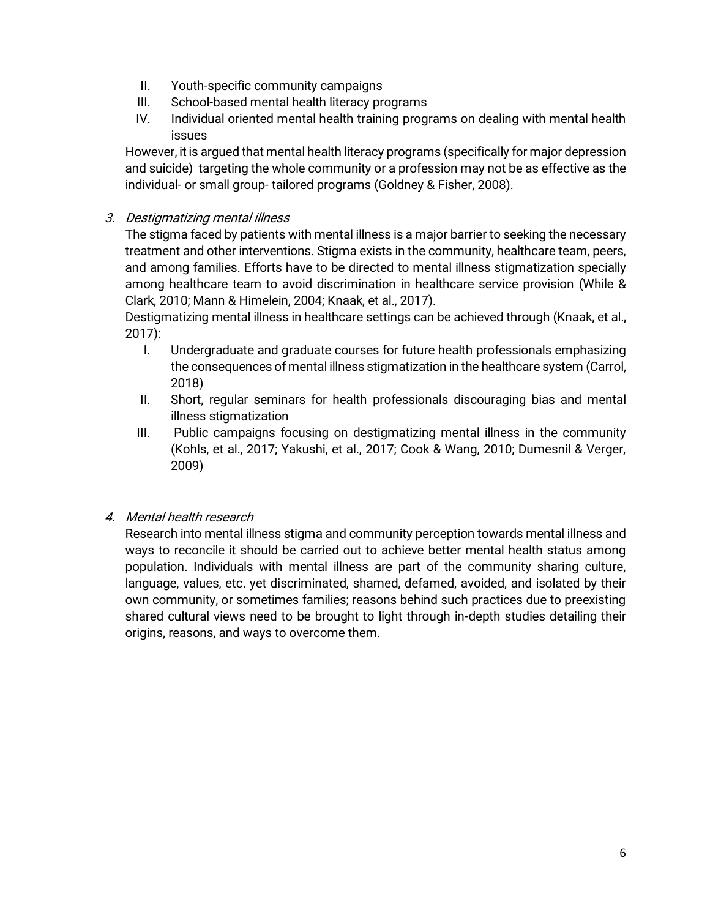II. Youth-specific community campaigns
III. School-based mental health literacy programs
IV. Individual oriented mental health training programs on dealing with mental health issues

However, it is argued that mental health literacy programs (specifically for major depression and suicide) targeting the whole community or a profession may not be as effective as the individual- or small group- tailored programs (Goldney & Fisher, 2008).

3. *Destigmatizing mental illness*

The stigma faced by patients with mental illness is a major barrier to seeking the necessary treatment and other interventions. Stigma exists in the community, healthcare team, peers, and among families. Efforts have to be directed to mental illness stigmatization specially among healthcare team to avoid discrimination in healthcare service provision (While & Clark, 2010; Mann & Himelein, 2004; Knaak, et al., 2017).

Destigmatizing mental illness in healthcare settings can be achieved through (Knaak, et al., 2017):

I. Undergraduate and graduate courses for future health professionals emphasizing the consequences of mental illness stigmatization in the healthcare system (Carrol, 2018)
II. Short, regular seminars for health professionals discouraging bias and mental illness stigmatization
III. Public campaigns focusing on destigmatizing mental illness in the community (Kohls, et al., 2017; Yakushi, et al., 2017; Cook & Wang, 2010; Dumesnil & Verger, 2009)

4. *Mental health research*

Research into mental illness stigma and community perception towards mental illness and ways to reconcile it should be carried out to achieve better mental health status among population. Individuals with mental illness are part of the community sharing culture, language, values, etc. yet discriminated, shamed, defamed, avoided, and isolated by their own community, or sometimes families; reasons behind such practices due to preexisting shared cultural views need to be brought to light through in-depth studies detailing their origins, reasons, and ways to overcome them.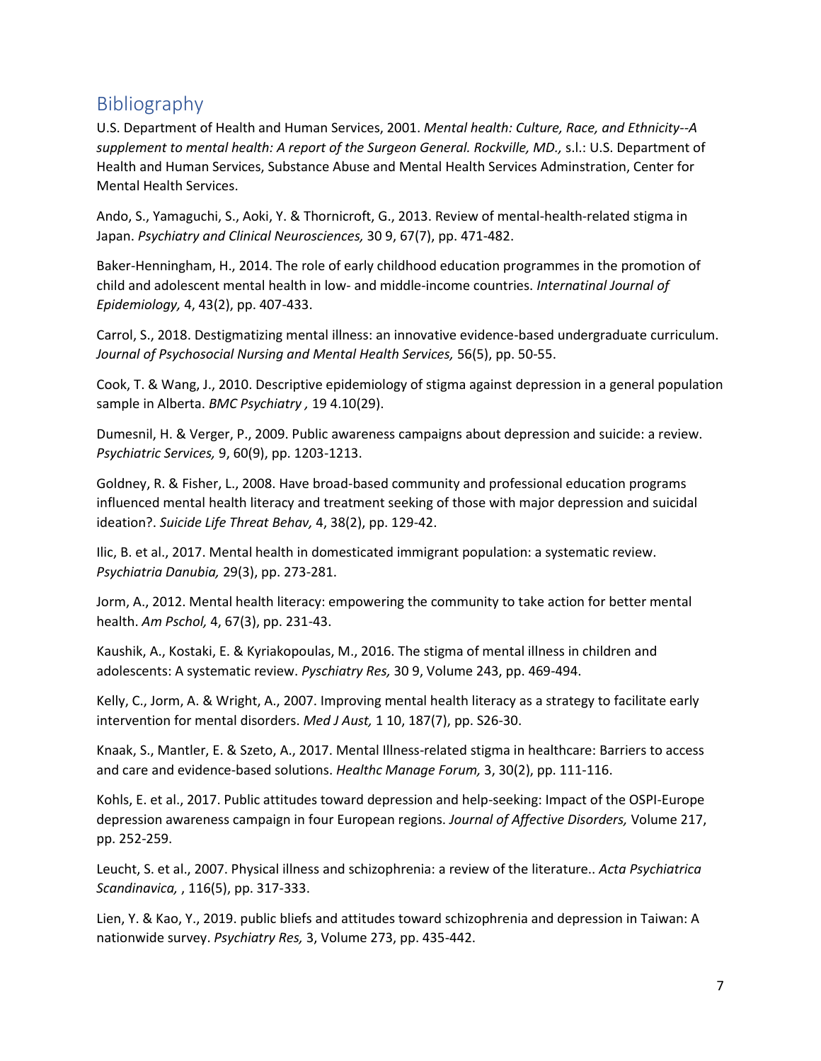## Bibliography

U.S. Department of Health and Human Services, 2001. *Mental health: Culture, Race, and Ethnicity--A supplement to mental health: A report of the Surgeon General. Rockville, MD.,* s.l.: U.S. Department of Health and Human Services, Substance Abuse and Mental Health Services Adminstration, Center for Mental Health Services.

Ando, S., Yamaguchi, S., Aoki, Y. & Thornicroft, G., 2013. Review of mental-health-related stigma in Japan. *Psychiatry and Clinical Neurosciences,* 30 9, 67(7), pp. 471-482.

Baker-Henningham, H., 2014. The role of early childhood education programmes in the promotion of child and adolescent mental health in low- and middle-income countries. *Internatinal Journal of Epidemiology,* 4, 43(2), pp. 407-433.

Carrol, S., 2018. Destigmatizing mental illness: an innovative evidence-based undergraduate curriculum. *Journal of Psychosocial Nursing and Mental Health Services,* 56(5), pp. 50-55.

Cook, T. & Wang, J., 2010. Descriptive epidemiology of stigma against depression in a general population sample in Alberta. *BMC Psychiatry ,* 19 4.10(29).

Dumesnil, H. & Verger, P., 2009. Public awareness campaigns about depression and suicide: a review. *Psychiatric Services,* 9, 60(9), pp. 1203-1213.

Goldney, R. & Fisher, L., 2008. Have broad-based community and professional education programs influenced mental health literacy and treatment seeking of those with major depression and suicidal ideation?. *Suicide Life Threat Behav,* 4, 38(2), pp. 129-42.

Ilic, B. et al., 2017. Mental health in domesticated immigrant population: a systematic review. *Psychiatria Danubia,* 29(3), pp. 273-281.

Jorm, A., 2012. Mental health literacy: empowering the community to take action for better mental health. *Am Pschol,* 4, 67(3), pp. 231-43.

Kaushik, A., Kostaki, E. & Kyriakopoulas, M., 2016. The stigma of mental illness in children and adolescents: A systematic review. *Pyschiatry Res,* 30 9, Volume 243, pp. 469-494.

Kelly, C., Jorm, A. & Wright, A., 2007. Improving mental health literacy as a strategy to facilitate early intervention for mental disorders. *Med J Aust,* 1 10, 187(7), pp. S26-30.

Knaak, S., Mantler, E. & Szeto, A., 2017. Mental Illness-related stigma in healthcare: Barriers to access and care and evidence-based solutions. *Healthc Manage Forum,* 3, 30(2), pp. 111-116.

Kohls, E. et al., 2017. Public attitudes toward depression and help-seeking: Impact of the OSPI-Europe depression awareness campaign in four European regions. *Journal of Affective Disorders,* Volume 217, pp. 252-259.

Leucht, S. et al., 2007. Physical illness and schizophrenia: a review of the literature.. *Acta Psychiatrica Scandinavica,* , 116(5), pp. 317-333.

Lien, Y. & Kao, Y., 2019. public bliefs and attitudes toward schizophrenia and depression in Taiwan: A nationwide survey. *Psychiatry Res,* 3, Volume 273, pp. 435-442.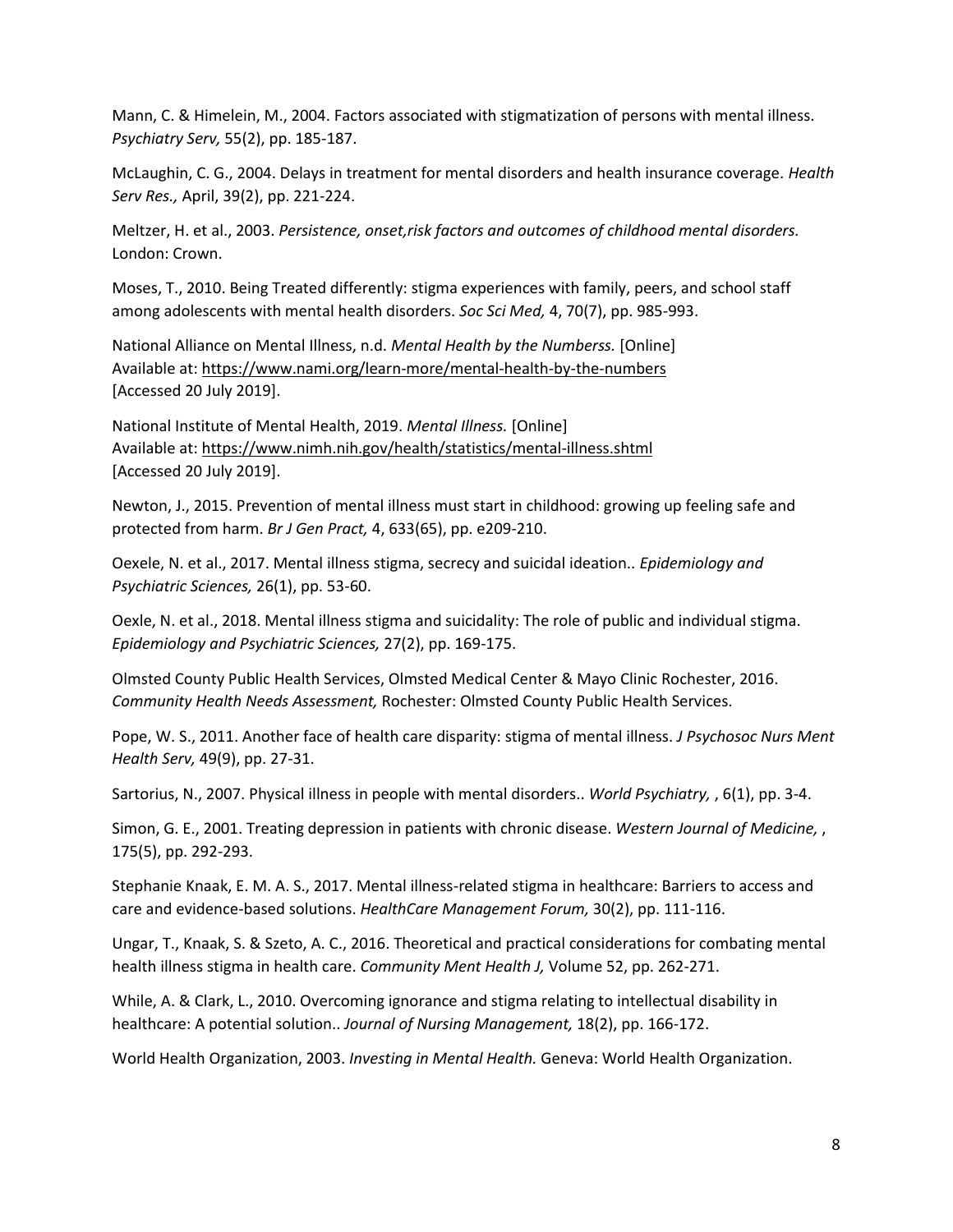Mann, C. & Himelein, M., 2004. Factors associated with stigmatization of persons with mental illness. *Psychiatry Serv,* 55(2), pp. 185-187.

McLaughin, C. G., 2004. Delays in treatment for mental disorders and health insurance coverage. *Health Serv Res.,* April, 39(2), pp. 221-224.

Meltzer, H. et al., 2003. *Persistence, onset,risk factors and outcomes of childhood mental disorders.* London: Crown.

Moses, T., 2010. Being Treated differently: stigma experiences with family, peers, and school staff among adolescents with mental health disorders. *Soc Sci Med,* 4, 70(7), pp. 985-993.

National Alliance on Mental Illness, n.d. *Mental Health by the Numberss.* [Online] Available at: https://www.nami.org/learn-more/mental-health-by-the-numbers [Accessed 20 July 2019].

National Institute of Mental Health, 2019. *Mental Illness.* [Online] Available at: https://www.nimh.nih.gov/health/statistics/mental-illness.shtml [Accessed 20 July 2019].

Newton, J., 2015. Prevention of mental illness must start in childhood: growing up feeling safe and protected from harm. *Br J Gen Pract,* 4, 633(65), pp. e209-210.

Oexele, N. et al., 2017. Mental illness stigma, secrecy and suicidal ideation.. *Epidemiology and Psychiatric Sciences,* 26(1), pp. 53-60.

Oexle, N. et al., 2018. Mental illness stigma and suicidality: The role of public and individual stigma. *Epidemiology and Psychiatric Sciences,* 27(2), pp. 169-175.

Olmsted County Public Health Services, Olmsted Medical Center & Mayo Clinic Rochester, 2016. *Community Health Needs Assessment,* Rochester: Olmsted County Public Health Services.

Pope, W. S., 2011. Another face of health care disparity: stigma of mental illness. *J Psychosoc Nurs Ment Health Serv,* 49(9), pp. 27-31.

Sartorius, N., 2007. Physical illness in people with mental disorders.. *World Psychiatry,* , 6(1), pp. 3-4.

Simon, G. E., 2001. Treating depression in patients with chronic disease. *Western Journal of Medicine,* , 175(5), pp. 292-293.

Stephanie Knaak, E. M. A. S., 2017. Mental illness-related stigma in healthcare: Barriers to access and care and evidence-based solutions. *HealthCare Management Forum,* 30(2), pp. 111-116.

Ungar, T., Knaak, S. & Szeto, A. C., 2016. Theoretical and practical considerations for combating mental health illness stigma in health care. *Community Ment Health J,* Volume 52, pp. 262-271.

While, A. & Clark, L., 2010. Overcoming ignorance and stigma relating to intellectual disability in healthcare: A potential solution.. *Journal of Nursing Management,* 18(2), pp. 166-172.

World Health Organization, 2003. *Investing in Mental Health.* Geneva: World Health Organization.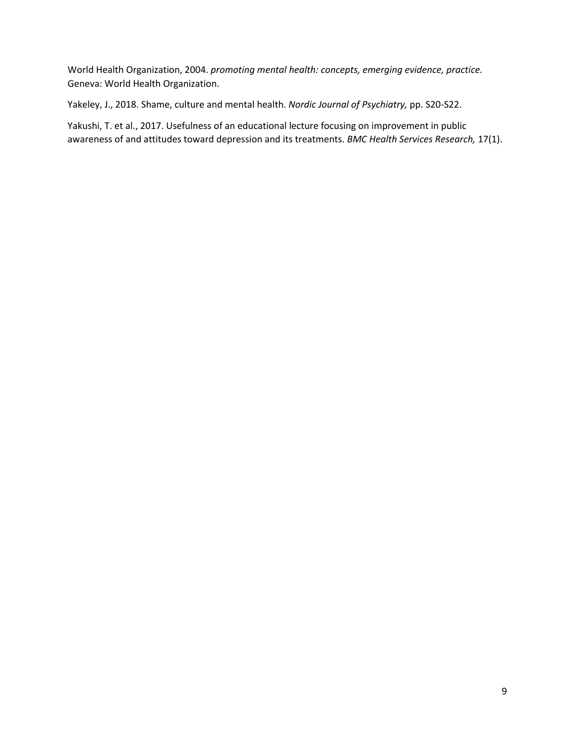World Health Organization, 2004. *promoting mental health: concepts, emerging evidence, practice.* Geneva: World Health Organization.

Yakeley, J., 2018. Shame, culture and mental health. *Nordic Journal of Psychiatry,* pp. S20-S22.

Yakushi, T. et al., 2017. Usefulness of an educational lecture focusing on improvement in public awareness of and attitudes toward depression and its treatments. *BMC Health Services Research,* 17(1).